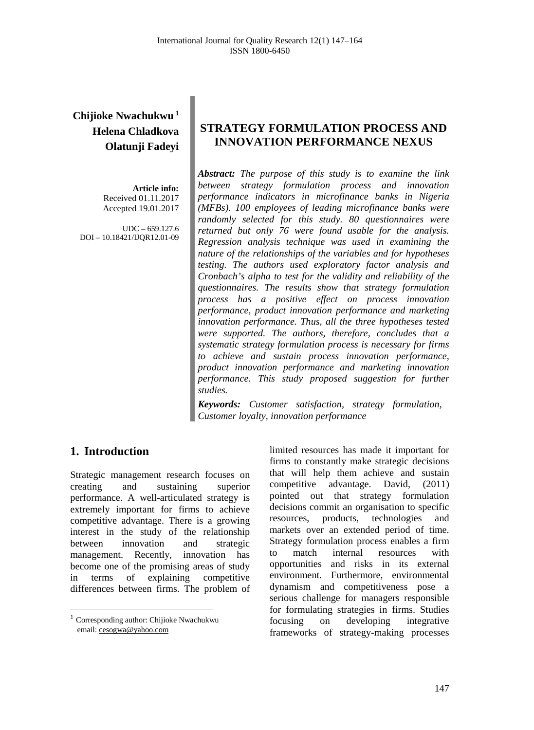**Chijioke Nwachukwu** [1]
**Helena Chladkova**
**Olatunji Fadeyi**

**Article info:**
Received 01.11.2017
Accepted 19.01.2017

UDC – 659.127.6
DOI – 10.18421/IJQR12.01-09

# STRATEGY FORMULATION PROCESS AND INNOVATION PERFORMANCE NEXUS

***Abstract:*** *The purpose of this study is to examine the link between strategy formulation process and innovation performance indicators in microfinance banks in Nigeria (MFBs). 100 employees of leading microfinance banks were randomly selected for this study. 80 questionnaires were returned but only 76 were found usable for the analysis. Regression analysis technique was used in examining the nature of the relationships of the variables and for hypotheses testing. The authors used exploratory factor analysis and Cronbach's alpha to test for the validity and reliability of the questionnaires. The results show that strategy formulation process has a positive effect on process innovation performance, product innovation performance and marketing innovation performance. Thus, all the three hypotheses tested were supported. The authors, therefore, concludes that a systematic strategy formulation process is necessary for firms to achieve and sustain process innovation performance, product innovation performance and marketing innovation performance. This study proposed suggestion for further studies.*

***Keywords:*** *Customer satisfaction, strategy formulation, Customer loyalty, innovation performance*

## 1. Introduction

Strategic management research focuses on creating and sustaining superior performance. A well-articulated strategy is extremely important for firms to achieve competitive advantage. There is a growing interest in the study of the relationship between innovation and strategic management. Recently, innovation has become one of the promising areas of study in terms of explaining competitive differences between firms. The problem of limited resources has made it important for firms to constantly make strategic decisions that will help them achieve and sustain competitive advantage. David, (2011) pointed out that strategy formulation decisions commit an organisation to specific resources, products, technologies and markets over an extended period of time. Strategy formulation process enables a firm to match internal resources with opportunities and risks in its external environment. Furthermore, environmental dynamism and competitiveness pose a serious challenge for managers responsible for formulating strategies in firms. Studies focusing on developing integrative frameworks of strategy-making processes

[1] Corresponding author: Chijioke Nwachukwu
email: cesogwa@yahoo.com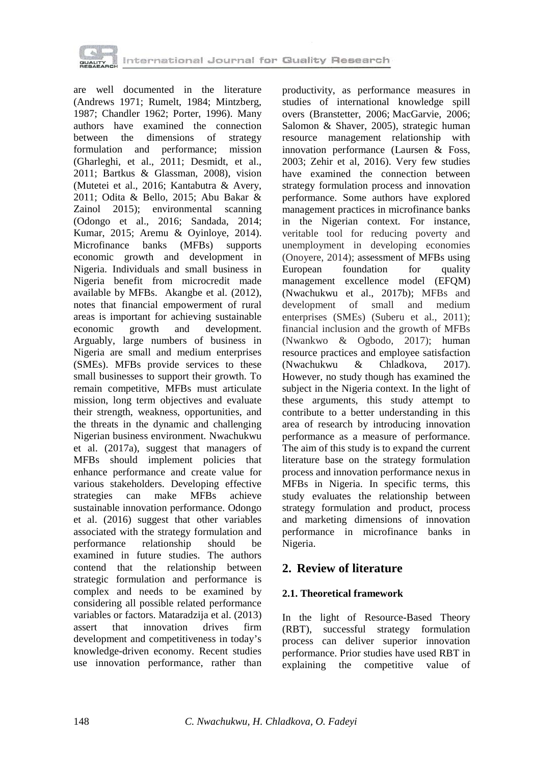are well documented in the literature (Andrews 1971; Rumelt, 1984; Mintzberg, 1987; Chandler 1962; Porter, 1996). Many authors have examined the connection between the dimensions of strategy formulation and performance; mission (Gharleghi, et al., 2011; Desmidt, et al., 2011; Bartkus & Glassman, 2008), vision (Mutetei et al., 2016; Kantabutra & Avery, 2011; Odita & Bello, 2015; Abu Bakar & Zainol 2015); environmental scanning (Odongo et al., 2016; Sandada, 2014; Kumar, 2015; Aremu & Oyinloye, 2014). Microfinance banks (MFBs) supports economic growth and development in Nigeria. Individuals and small business in Nigeria benefit from microcredit made available by MFBs. Akangbe et al. (2012), notes that financial empowerment of rural areas is important for achieving sustainable economic growth and development. Arguably, large numbers of business in Nigeria are small and medium enterprises (SMEs). MFBs provide services to these small businesses to support their growth. To remain competitive, MFBs must articulate mission, long term objectives and evaluate their strength, weakness, opportunities, and the threats in the dynamic and challenging Nigerian business environment. Nwachukwu et al. (2017a), suggest that managers of MFBs should implement policies that enhance performance and create value for various stakeholders. Developing effective strategies can make MFBs achieve sustainable innovation performance. Odongo et al. (2016) suggest that other variables associated with the strategy formulation and performance relationship should be examined in future studies. The authors contend that the relationship between strategic formulation and performance is complex and needs to be examined by considering all possible related performance variables or factors. Mataradzija et al. (2013) assert that innovation drives firm development and competitiveness in today's knowledge-driven economy. Recent studies use innovation performance, rather than productivity, as performance measures in studies of international knowledge spill overs (Branstetter, 2006; MacGarvie, 2006; Salomon & Shaver, 2005), strategic human resource management relationship with innovation performance (Laursen & Foss, 2003; Zehir et al, 2016). Very few studies have examined the connection between strategy formulation process and innovation performance. Some authors have explored management practices in microfinance banks in the Nigerian context. For instance, veritable tool for reducing poverty and unemployment in developing economies (Onoyere, 2014); assessment of MFBs using European foundation for quality management excellence model (EFQM) (Nwachukwu et al., 2017b); MFBs and development of small and medium enterprises (SMEs) (Suberu et al., 2011); financial inclusion and the growth of MFBs (Nwankwo & Ogbodo, 2017); human resource practices and employee satisfaction (Nwachukwu & Chladkova, 2017). However, no study though has examined the subject in the Nigeria context. In the light of these arguments, this study attempt to contribute to a better understanding in this area of research by introducing innovation performance as a measure of performance. The aim of this study is to expand the current literature base on the strategy formulation process and innovation performance nexus in MFBs in Nigeria. In specific terms, this study evaluates the relationship between strategy formulation and product, process and marketing dimensions of innovation performance in microfinance banks in Nigeria.

## 2. Review of literature

### 2.1. Theoretical framework

In the light of Resource-Based Theory (RBT), successful strategy formulation process can deliver superior innovation performance. Prior studies have used RBT in explaining the competitive value of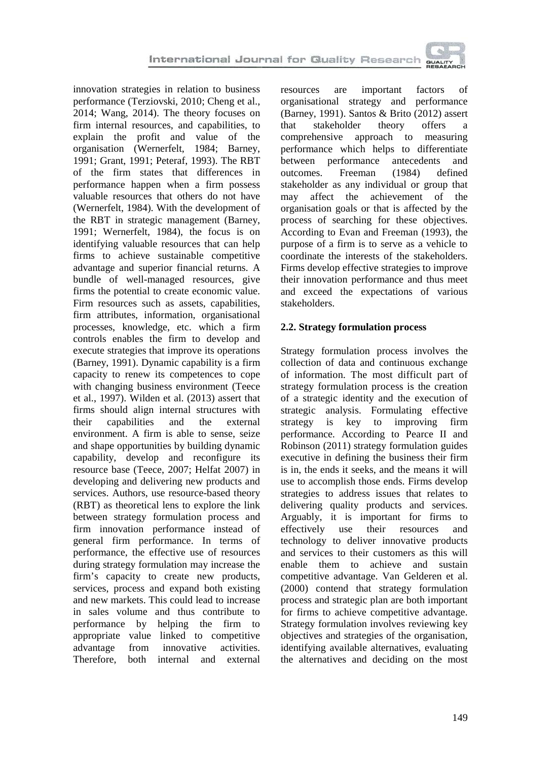innovation strategies in relation to business performance (Terziovski, 2010; Cheng et al., 2014; Wang, 2014). The theory focuses on firm internal resources, and capabilities, to explain the profit and value of the organisation (Wernerfelt, 1984; Barney, 1991; Grant, 1991; Peteraf, 1993). The RBT of the firm states that differences in performance happen when a firm possess valuable resources that others do not have (Wernerfelt, 1984). With the development of the RBT in strategic management (Barney, 1991; Wernerfelt, 1984), the focus is on identifying valuable resources that can help firms to achieve sustainable competitive advantage and superior financial returns. A bundle of well-managed resources, give firms the potential to create economic value. Firm resources such as assets, capabilities, firm attributes, information, organisational processes, knowledge, etc. which a firm controls enables the firm to develop and execute strategies that improve its operations (Barney, 1991). Dynamic capability is a firm capacity to renew its competences to cope with changing business environment (Teece et al., 1997). Wilden et al. (2013) assert that firms should align internal structures with their capabilities and the external environment. A firm is able to sense, seize and shape opportunities by building dynamic capability, develop and reconfigure its resource base (Teece, 2007; Helfat 2007) in developing and delivering new products and services. Authors, use resource-based theory (RBT) as theoretical lens to explore the link between strategy formulation process and firm innovation performance instead of general firm performance. In terms of performance, the effective use of resources during strategy formulation may increase the firm's capacity to create new products, services, process and expand both existing and new markets. This could lead to increase in sales volume and thus contribute to performance by helping the firm to appropriate value linked to competitive advantage from innovative activities. Therefore, both internal and external resources are important factors of organisational strategy and performance (Barney, 1991). Santos & Brito (2012) assert that stakeholder theory offers a comprehensive approach to measuring performance which helps to differentiate between performance antecedents and outcomes. Freeman (1984) defined stakeholder as any individual or group that may affect the achievement of the organisation goals or that is affected by the process of searching for these objectives. According to Evan and Freeman (1993), the purpose of a firm is to serve as a vehicle to coordinate the interests of the stakeholders. Firms develop effective strategies to improve their innovation performance and thus meet and exceed the expectations of various stakeholders.

## 2.2. Strategy formulation process

Strategy formulation process involves the collection of data and continuous exchange of information. The most difficult part of strategy formulation process is the creation of a strategic identity and the execution of strategic analysis. Formulating effective strategy is key to improving firm performance. According to Pearce II and Robinson (2011) strategy formulation guides executive in defining the business their firm is in, the ends it seeks, and the means it will use to accomplish those ends. Firms develop strategies to address issues that relates to delivering quality products and services. Arguably, it is important for firms to effectively use their resources and technology to deliver innovative products and services to their customers as this will enable them to achieve and sustain competitive advantage. Van Gelderen et al. (2000) contend that strategy formulation process and strategic plan are both important for firms to achieve competitive advantage. Strategy formulation involves reviewing key objectives and strategies of the organisation, identifying available alternatives, evaluating the alternatives and deciding on the most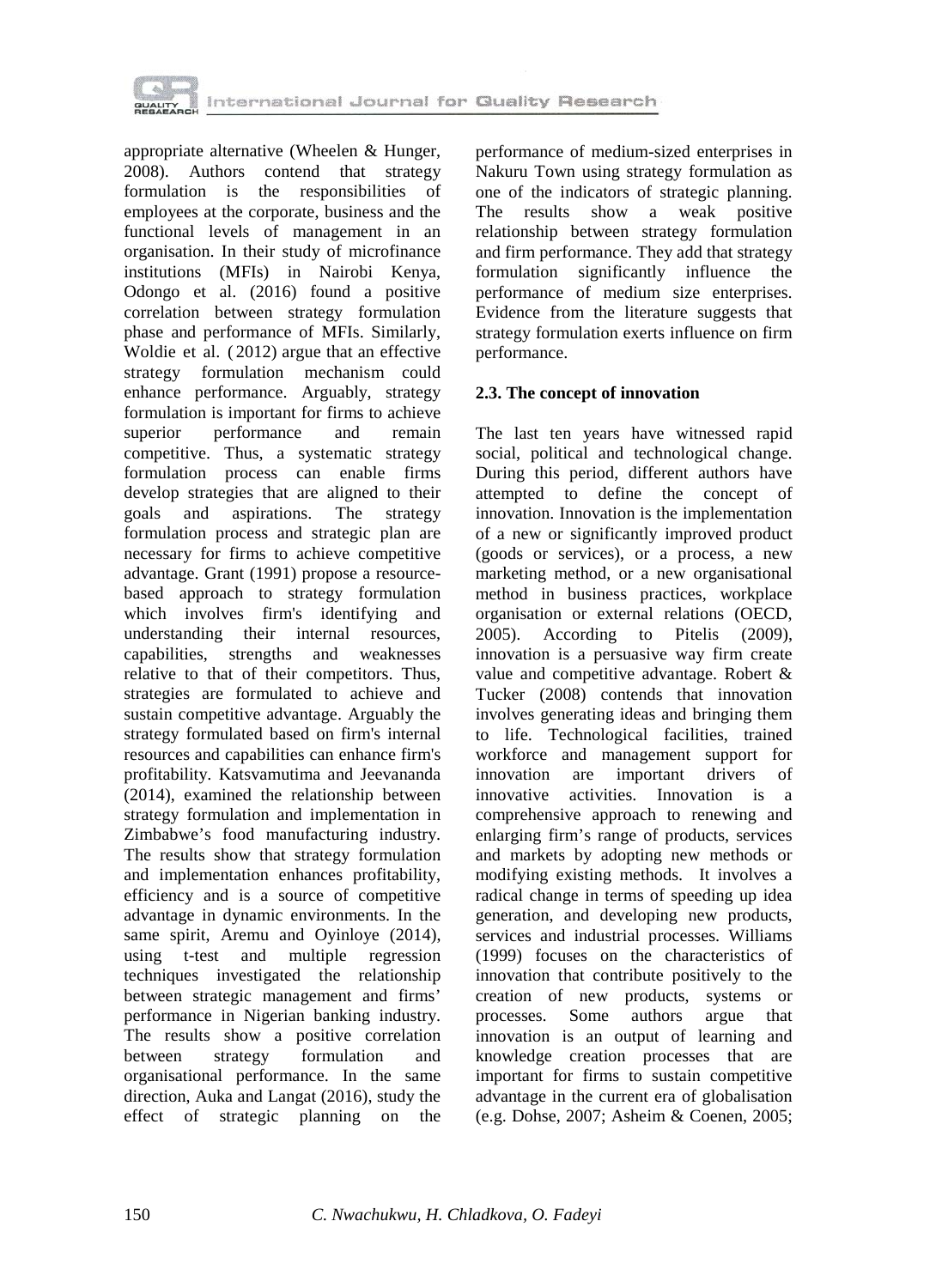appropriate alternative (Wheelen & Hunger, 2008). Authors contend that strategy formulation is the responsibilities of employees at the corporate, business and the functional levels of management in an organisation. In their study of microfinance institutions (MFIs) in Nairobi Kenya, Odongo et al. (2016) found a positive correlation between strategy formulation phase and performance of MFIs. Similarly, Woldie et al. ( 2012) argue that an effective strategy formulation mechanism could enhance performance. Arguably, strategy formulation is important for firms to achieve superior performance and remain competitive. Thus, a systematic strategy formulation process can enable firms develop strategies that are aligned to their goals and aspirations. The strategy formulation process and strategic plan are necessary for firms to achieve competitive advantage. Grant (1991) propose a resource-based approach to strategy formulation which involves firm's identifying and understanding their internal resources, capabilities, strengths and weaknesses relative to that of their competitors. Thus, strategies are formulated to achieve and sustain competitive advantage. Arguably the strategy formulated based on firm's internal resources and capabilities can enhance firm's profitability. Katsvamutima and Jeevananda (2014), examined the relationship between strategy formulation and implementation in Zimbabwe's food manufacturing industry. The results show that strategy formulation and implementation enhances profitability, efficiency and is a source of competitive advantage in dynamic environments. In the same spirit, Aremu and Oyinloye (2014), using t-test and multiple regression techniques investigated the relationship between strategic management and firms' performance in Nigerian banking industry. The results show a positive correlation between strategy formulation and organisational performance. In the same direction, Auka and Langat (2016), study the effect of strategic planning on the performance of medium-sized enterprises in Nakuru Town using strategy formulation as one of the indicators of strategic planning. The results show a weak positive relationship between strategy formulation and firm performance. They add that strategy formulation significantly influence the performance of medium size enterprises. Evidence from the literature suggests that strategy formulation exerts influence on firm performance.

### 2.3. The concept of innovation

The last ten years have witnessed rapid social, political and technological change. During this period, different authors have attempted to define the concept of innovation. Innovation is the implementation of a new or significantly improved product (goods or services), or a process, a new marketing method, or a new organisational method in business practices, workplace organisation or external relations (OECD, 2005). According to Pitelis (2009), innovation is a persuasive way firm create value and competitive advantage. Robert & Tucker (2008) contends that innovation involves generating ideas and bringing them to life. Technological facilities, trained workforce and management support for innovation are important drivers of innovative activities. Innovation is a comprehensive approach to renewing and enlarging firm's range of products, services and markets by adopting new methods or modifying existing methods. It involves a radical change in terms of speeding up idea generation, and developing new products, services and industrial processes. Williams (1999) focuses on the characteristics of innovation that contribute positively to the creation of new products, systems or processes. Some authors argue that innovation is an output of learning and knowledge creation processes that are important for firms to sustain competitive advantage in the current era of globalisation (e.g. Dohse, 2007; Asheim & Coenen, 2005;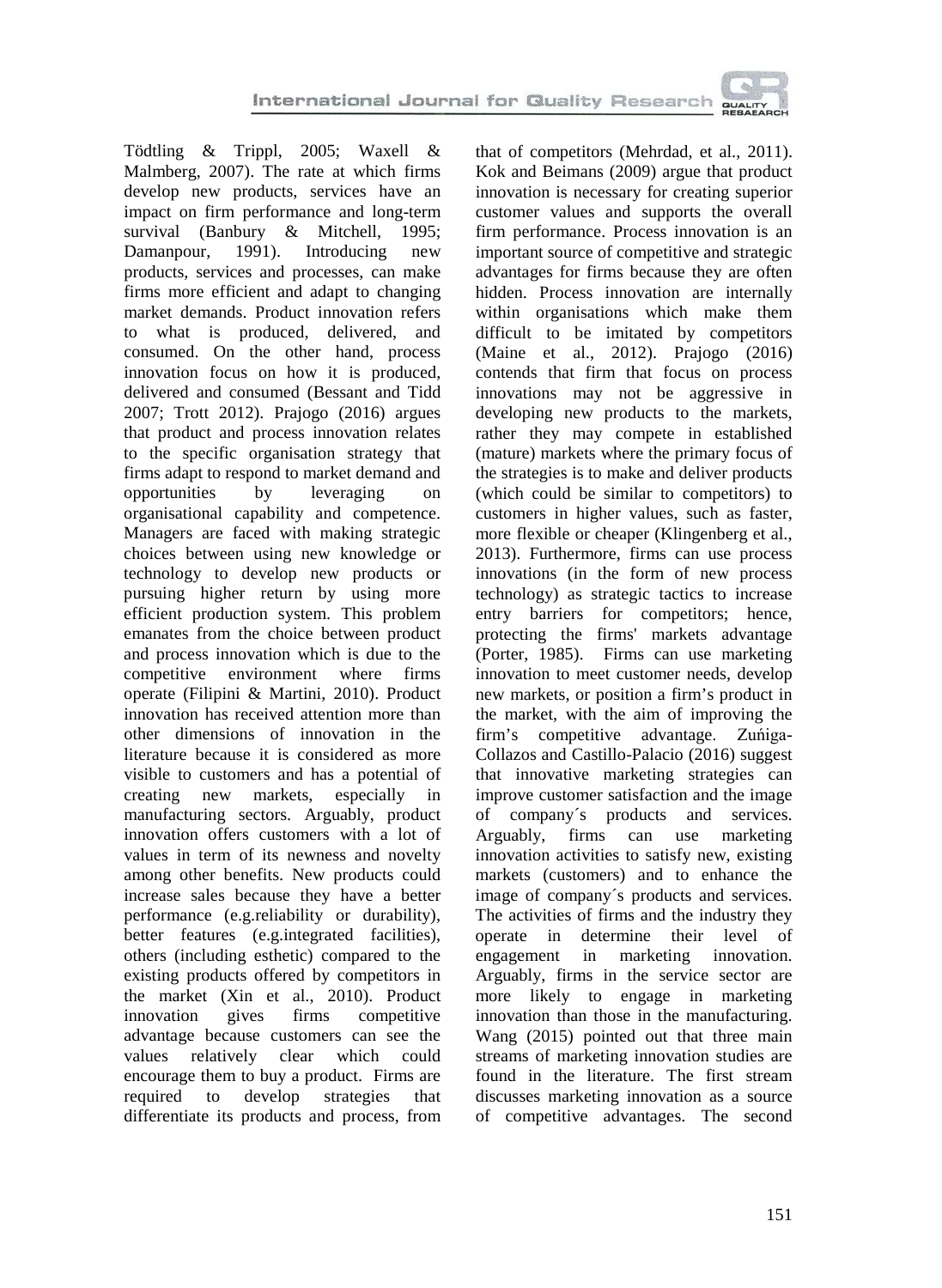Tödtling & Trippl, 2005; Waxell & Malmberg, 2007). The rate at which firms develop new products, services have an impact on firm performance and long-term survival (Banbury & Mitchell, 1995; Damanpour, 1991). Introducing new products, services and processes, can make firms more efficient and adapt to changing market demands. Product innovation refers to what is produced, delivered, and consumed. On the other hand, process innovation focus on how it is produced, delivered and consumed (Bessant and Tidd 2007; Trott 2012). Prajogo (2016) argues that product and process innovation relates to the specific organisation strategy that firms adapt to respond to market demand and opportunities by leveraging on organisational capability and competence. Managers are faced with making strategic choices between using new knowledge or technology to develop new products or pursuing higher return by using more efficient production system. This problem emanates from the choice between product and process innovation which is due to the competitive environment where firms operate (Filipini & Martini, 2010). Product innovation has received attention more than other dimensions of innovation in the literature because it is considered as more visible to customers and has a potential of creating new markets, especially in manufacturing sectors. Arguably, product innovation offers customers with a lot of values in term of its newness and novelty among other benefits. New products could increase sales because they have a better performance (e.g.reliability or durability), better features (e.g.integrated facilities), others (including esthetic) compared to the existing products offered by competitors in the market (Xin et al., 2010). Product innovation gives firms competitive advantage because customers can see the values relatively clear which could encourage them to buy a product. Firms are required to develop strategies that differentiate its products and process, from that of competitors (Mehrdad, et al., 2011). Kok and Beimans (2009) argue that product innovation is necessary for creating superior customer values and supports the overall firm performance. Process innovation is an important source of competitive and strategic advantages for firms because they are often hidden. Process innovation are internally within organisations which make them difficult to be imitated by competitors (Maine et al., 2012). Prajogo (2016) contends that firm that focus on process innovations may not be aggressive in developing new products to the markets, rather they may compete in established (mature) markets where the primary focus of the strategies is to make and deliver products (which could be similar to competitors) to customers in higher values, such as faster, more flexible or cheaper (Klingenberg et al., 2013). Furthermore, firms can use process innovations (in the form of new process technology) as strategic tactics to increase entry barriers for competitors; hence, protecting the firms' markets advantage (Porter, 1985). Firms can use marketing innovation to meet customer needs, develop new markets, or position a firm's product in the market, with the aim of improving the firm's competitive advantage. Zuńiga-Collazos and Castillo-Palacio (2016) suggest that innovative marketing strategies can improve customer satisfaction and the image of company´s products and services. Arguably, firms can use marketing innovation activities to satisfy new, existing markets (customers) and to enhance the image of company´s products and services. The activities of firms and the industry they operate in determine their level of engagement in marketing innovation. Arguably, firms in the service sector are more likely to engage in marketing innovation than those in the manufacturing. Wang (2015) pointed out that three main streams of marketing innovation studies are found in the literature. The first stream discusses marketing innovation as a source of competitive advantages. The second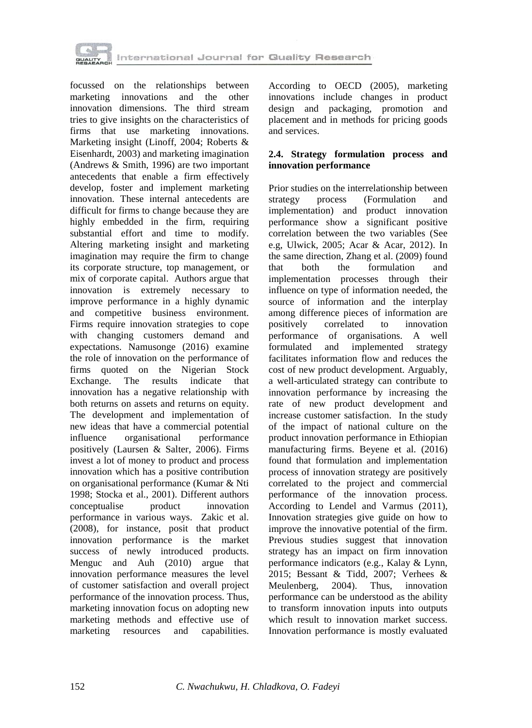focussed on the relationships between marketing innovations and the other innovation dimensions. The third stream tries to give insights on the characteristics of firms that use marketing innovations. Marketing insight (Linoff, 2004; Roberts & Eisenhardt, 2003) and marketing imagination (Andrews & Smith, 1996) are two important antecedents that enable a firm effectively develop, foster and implement marketing innovation. These internal antecedents are difficult for firms to change because they are highly embedded in the firm, requiring substantial effort and time to modify. Altering marketing insight and marketing imagination may require the firm to change its corporate structure, top management, or mix of corporate capital. Authors argue that innovation is extremely necessary to improve performance in a highly dynamic and competitive business environment. Firms require innovation strategies to cope with changing customers demand and expectations. Namusonge (2016) examine the role of innovation on the performance of firms quoted on the Nigerian Stock Exchange. The results indicate that innovation has a negative relationship with both returns on assets and returns on equity. The development and implementation of new ideas that have a commercial potential influence organisational performance positively (Laursen & Salter, 2006). Firms invest a lot of money to product and process innovation which has a positive contribution on organisational performance (Kumar & Nti 1998; Stocka et al., 2001). Different authors conceptualise product innovation performance in various ways. Zakic et al. (2008), for instance, posit that product innovation performance is the market success of newly introduced products. Menguc and Auh (2010) argue that innovation performance measures the level of customer satisfaction and overall project performance of the innovation process. Thus, marketing innovation focus on adopting new marketing methods and effective use of marketing resources and capabilities. According to OECD (2005), marketing innovations include changes in product design and packaging, promotion and placement and in methods for pricing goods and services.

### 2.4. Strategy formulation process and innovation performance

Prior studies on the interrelationship between strategy process (Formulation and implementation) and product innovation performance show a significant positive correlation between the two variables (See e.g, Ulwick, 2005; Acar & Acar, 2012). In the same direction, Zhang et al. (2009) found that both the formulation and implementation processes through their influence on type of information needed, the source of information and the interplay among difference pieces of information are positively correlated to innovation performance of organisations. A well formulated and implemented strategy facilitates information flow and reduces the cost of new product development. Arguably, a well-articulated strategy can contribute to innovation performance by increasing the rate of new product development and increase customer satisfaction. In the study of the impact of national culture on the product innovation performance in Ethiopian manufacturing firms. Beyene et al. (2016) found that formulation and implementation process of innovation strategy are positively correlated to the project and commercial performance of the innovation process. According to Lendel and Varmus (2011), Innovation strategies give guide on how to improve the innovative potential of the firm. Previous studies suggest that innovation strategy has an impact on firm innovation performance indicators (e.g., Kalay & Lynn, 2015; Bessant & Tidd, 2007; Verhees & Meulenberg, 2004). Thus, innovation performance can be understood as the ability to transform innovation inputs into outputs which result to innovation market success. Innovation performance is mostly evaluated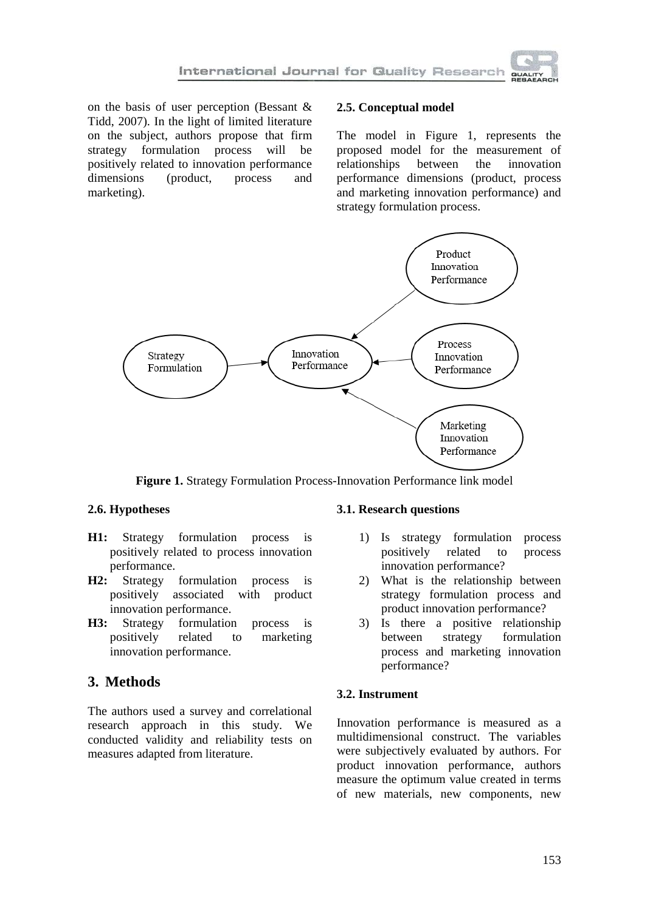on the basis of user perception (Bessant & Tidd, 2007). In the light of limited literature on the subject, authors propose that firm strategy formulation process will be positively related to innovation performance dimensions (product, process and marketing).

### 2.5. Conceptual model

The model in Figure 1, represents the proposed model for the measurement of relationships between the innovation performance dimensions (product, process and marketing innovation performance) and strategy formulation process.

**Figure 1.** Strategy Formulation Process-Innovation Performance link model

### 2.6. Hypotheses

**H1:** Strategy formulation process is positively related to process innovation performance.

**H2:** Strategy formulation process is positively associated with product innovation performance.

**H3:** Strategy formulation process is positively related to marketing innovation performance.

## 3. Methods

The authors used a survey and correlational research approach in this study. We conducted validity and reliability tests on measures adapted from literature.

### 3.1. Research questions

1) Is strategy formulation process positively related to process innovation performance?
2) What is the relationship between strategy formulation process and product innovation performance?
3) Is there a positive relationship between strategy formulation process and marketing innovation performance?

### 3.2. Instrument

Innovation performance is measured as a multidimensional construct. The variables were subjectively evaluated by authors. For product innovation performance, authors measure the optimum value created in terms of new materials, new components, new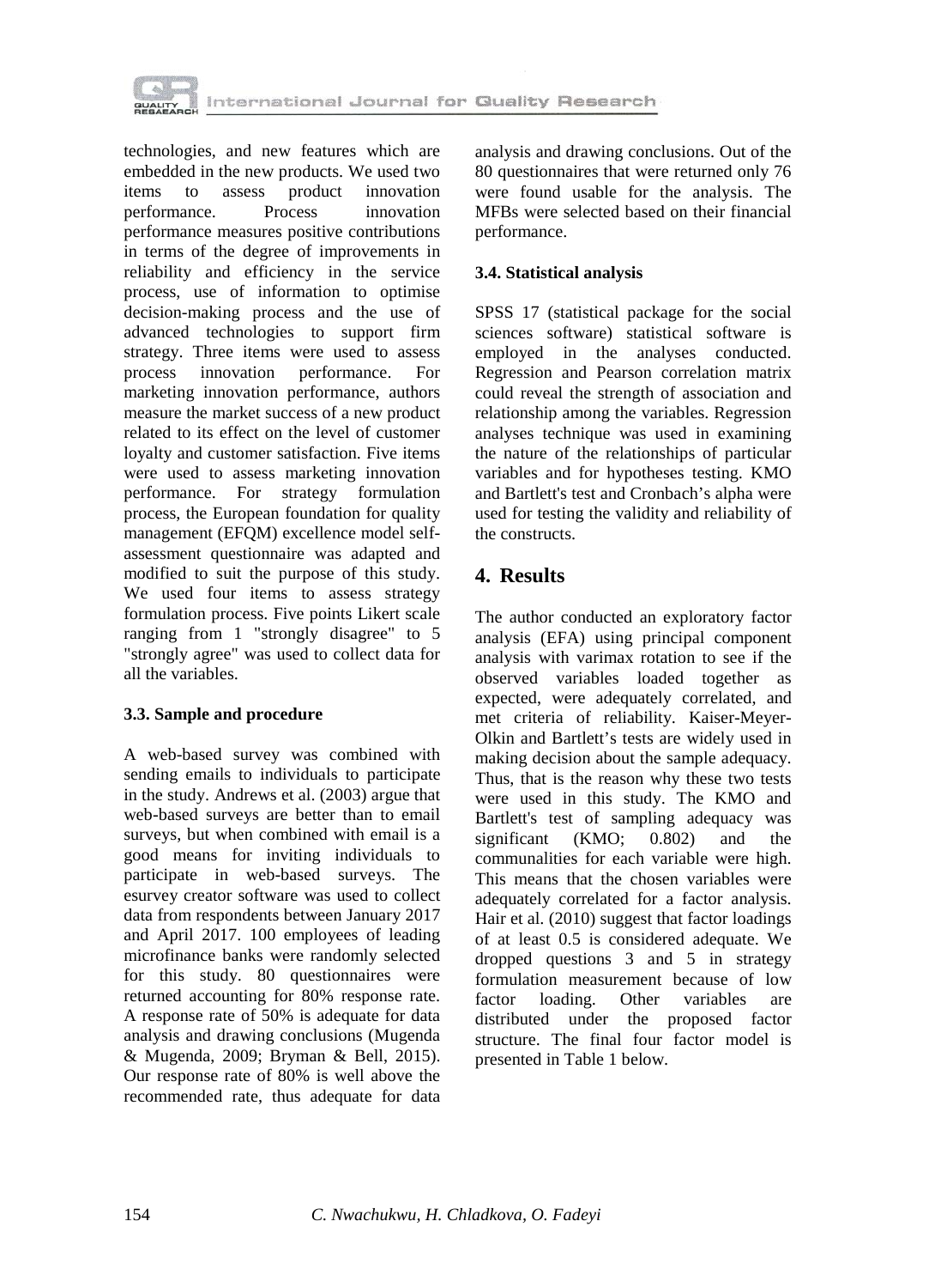technologies, and new features which are embedded in the new products. We used two items to assess product innovation performance. Process innovation performance measures positive contributions in terms of the degree of improvements in reliability and efficiency in the service process, use of information to optimise decision-making process and the use of advanced technologies to support firm strategy. Three items were used to assess process innovation performance. For marketing innovation performance, authors measure the market success of a new product related to its effect on the level of customer loyalty and customer satisfaction. Five items were used to assess marketing innovation performance. For strategy formulation process, the European foundation for quality management (EFQM) excellence model self-assessment questionnaire was adapted and modified to suit the purpose of this study. We used four items to assess strategy formulation process. Five points Likert scale ranging from 1 "strongly disagree" to 5 "strongly agree" was used to collect data for all the variables.

### 3.3. Sample and procedure

A web-based survey was combined with sending emails to individuals to participate in the study. Andrews et al. (2003) argue that web-based surveys are better than to email surveys, but when combined with email is a good means for inviting individuals to participate in web-based surveys. The esurvey creator software was used to collect data from respondents between January 2017 and April 2017. 100 employees of leading microfinance banks were randomly selected for this study. 80 questionnaires were returned accounting for 80% response rate. A response rate of 50% is adequate for data analysis and drawing conclusions (Mugenda & Mugenda, 2009; Bryman & Bell, 2015). Our response rate of 80% is well above the recommended rate, thus adequate for data analysis and drawing conclusions. Out of the 80 questionnaires that were returned only 76 were found usable for the analysis. The MFBs were selected based on their financial performance.

### 3.4. Statistical analysis

SPSS 17 (statistical package for the social sciences software) statistical software is employed in the analyses conducted. Regression and Pearson correlation matrix could reveal the strength of association and relationship among the variables. Regression analyses technique was used in examining the nature of the relationships of particular variables and for hypotheses testing. KMO and Bartlett's test and Cronbach's alpha were used for testing the validity and reliability of the constructs.

## 4. Results

The author conducted an exploratory factor analysis (EFA) using principal component analysis with varimax rotation to see if the observed variables loaded together as expected, were adequately correlated, and met criteria of reliability. Kaiser-Meyer-Olkin and Bartlett's tests are widely used in making decision about the sample adequacy. Thus, that is the reason why these two tests were used in this study. The KMO and Bartlett's test of sampling adequacy was significant (KMO; 0.802) and the communalities for each variable were high. This means that the chosen variables were adequately correlated for a factor analysis. Hair et al. (2010) suggest that factor loadings of at least 0.5 is considered adequate. We dropped questions 3 and 5 in strategy formulation measurement because of low factor loading. Other variables are distributed under the proposed factor structure. The final four factor model is presented in Table 1 below.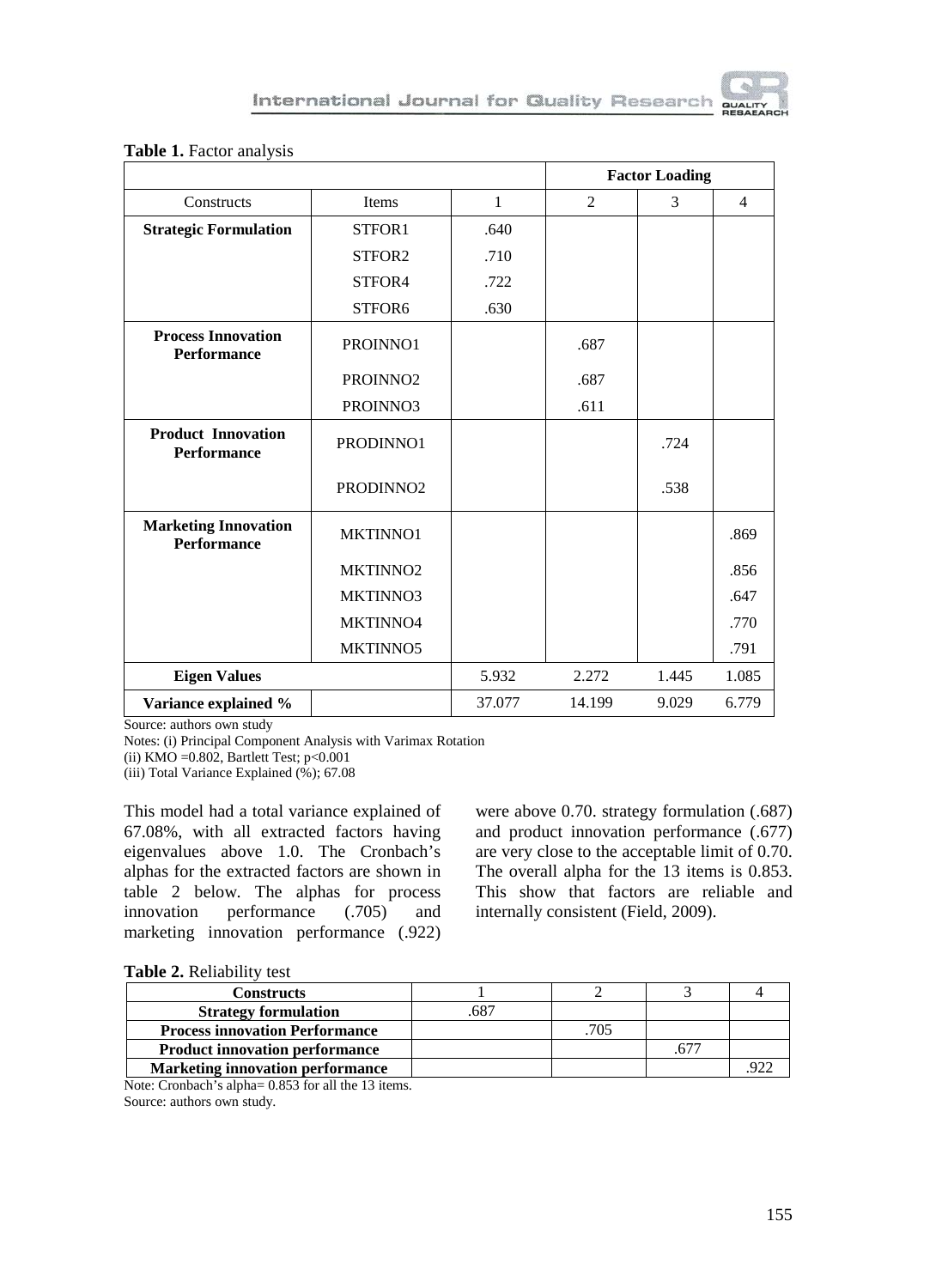**Table 1.** Factor analysis

| | | Factor Loading | | | |
|---|---|---|---|---|---|
| Constructs | Items | 1 | 2 | 3 | 4 |
| **Strategic Formulation** | STFOR1 | .640 | | | |
| | STFOR2 | .710 | | | |
| | STFOR4 | .722 | | | |
| | STFOR6 | .630 | | | |
| **Process Innovation Performance** | PROINNO1 | | .687 | | |
| | PROINNO2 | | .687 | | |
| | PROINNO3 | | .611 | | |
| **Product Innovation Performance** | PRODINNO1 | | | .724 | |
| | PRODINNO2 | | | .538 | |
| **Marketing Innovation Performance** | MKTINNO1 | | | | .869 |
| | MKTINNO2 | | | | .856 |
| | MKTINNO3 | | | | .647 |
| | MKTINNO4 | | | | .770 |
| | MKTINNO5 | | | | .791 |
| **Eigen Values** | | 5.932 | 2.272 | 1.445 | 1.085 |
| **Variance explained %** | | 37.077 | 14.199 | 9.029 | 6.779 |

Source: authors own study

Notes: (i) Principal Component Analysis with Varimax Rotation

(ii) KMO =0.802, Bartlett Test; $p<0.001$

(iii) Total Variance Explained (%); 67.08

This model had a total variance explained of 67.08%, with all extracted factors having eigenvalues above 1.0. The Cronbach's alphas for the extracted factors are shown in table 2 below. The alphas for process innovation performance (.705) and marketing innovation performance (.922) were above 0.70. strategy formulation (.687) and product innovation performance (.677) are very close to the acceptable limit of 0.70. The overall alpha for the 13 items is 0.853. This show that factors are reliable and internally consistent (Field, 2009).

**Table 2.** Reliability test

| Constructs | 1 | 2 | 3 | 4 |
|---|---|---|---|---|
| **Strategy formulation** | .687 | | | |
| **Process innovation Performance** | | .705 | | |
| **Product innovation performance** | | | .677 | |
| **Marketing innovation performance** | | | | .922 |

Note: Cronbach's alpha= 0.853 for all the 13 items.

Source: authors own study.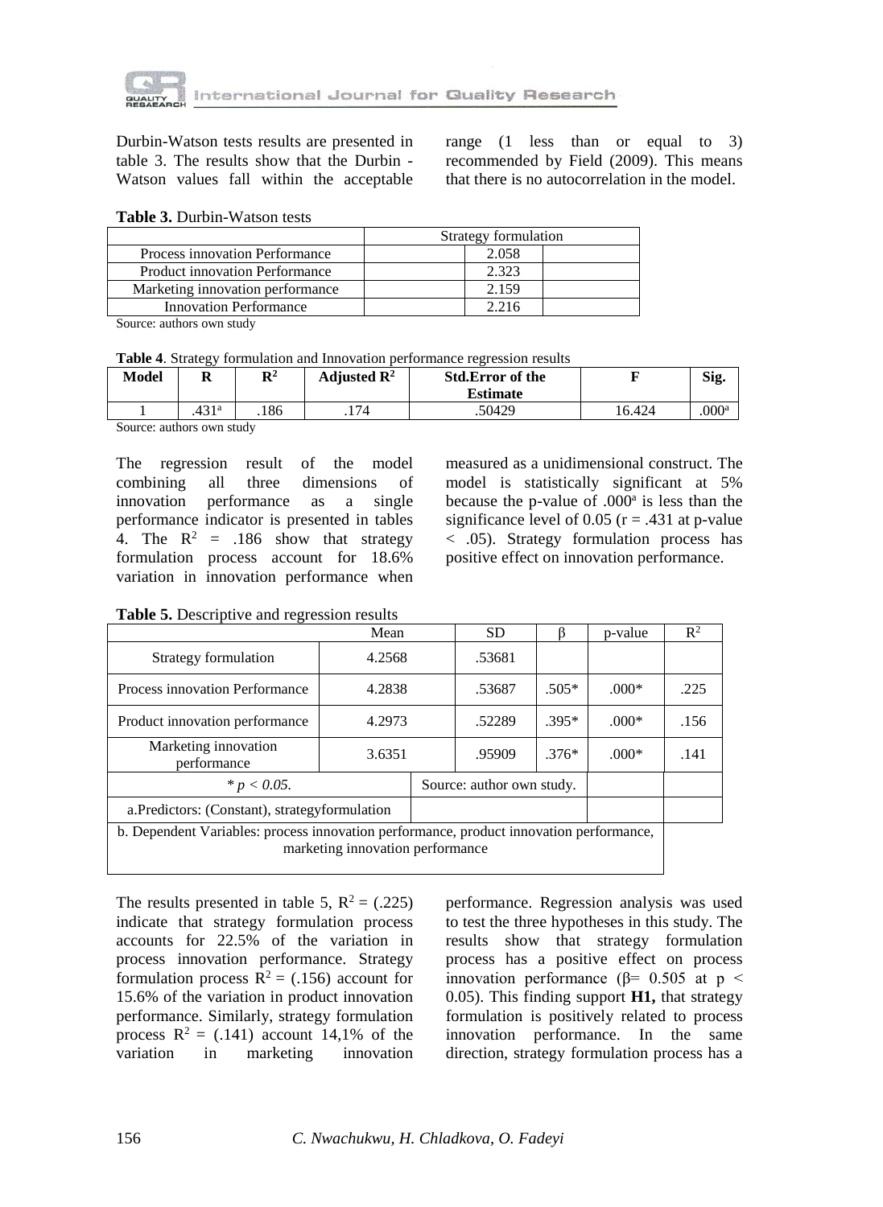Durbin-Watson tests results are presented in table 3. The results show that the Durbin - Watson values fall within the acceptable range (1 less than or equal to 3) recommended by Field (2009). This means that there is no autocorrelation in the model.

**Table 3.** Durbin-Watson tests

| | Strategy formulation |
|---|---|
| Process innovation Performance | 2.058 |
| Product innovation Performance | 2.323 |
| Marketing innovation performance | 2.159 |
| Innovation Performance | 2.216 |

Source: authors own study

**Table 4**. Strategy formulation and Innovation performance regression results

| Model | R | $R^2$ | Adjusted $R^2$ | Std.Error of the Estimate | F | Sig. |
|---|---|---|---|---|---|---|
| 1 | .431[a] | .186 | .174 | .50429 | 16.424 | .000[a] |

Source: authors own study

The regression result of the model combining all three dimensions of innovation performance as a single performance indicator is presented in tables 4. The $R^2$ = .186 show that strategy formulation process account for 18.6% variation in innovation performance when measured as a unidimensional construct. The model is statistically significant at 5% because the p-value of .000[a] is less than the significance level of 0.05 (r = .431 at p-value < .05). Strategy formulation process has positive effect on innovation performance.

**Table 5.** Descriptive and regression results

| | Mean | SD | β | p-value | $R^2$ |
|---|---|---|---|---|---|
| Strategy formulation | 4.2568 | .53681 | | | |
| Process innovation Performance | 4.2838 | .53687 | .505* | .000* | .225 |
| Product innovation performance | 4.2973 | .52289 | .395* | .000* | .156 |
| Marketing innovation performance | 3.6351 | .95909 | .376* | .000* | .141 |

\* $p < 0.05$. Source: author own study.

a.Predictors: (Constant), strategyformulation

b. Dependent Variables: process innovation performance, product innovation performance, marketing innovation performance

The results presented in table 5, $R^2$ = (.225) indicate that strategy formulation process accounts for 22.5% of the variation in process innovation performance. Strategy formulation process $R^2$ = (.156) account for 15.6% of the variation in product innovation performance. Similarly, strategy formulation process $R^2$ = (.141) account 14,1% of the variation in marketing innovation performance. Regression analysis was used to test the three hypotheses in this study. The results show that strategy formulation process has a positive effect on process innovation performance (β= 0.505 at $p < 0.05$). This finding support **H1,** that strategy formulation is positively related to process innovation performance. In the same direction, strategy formulation process has a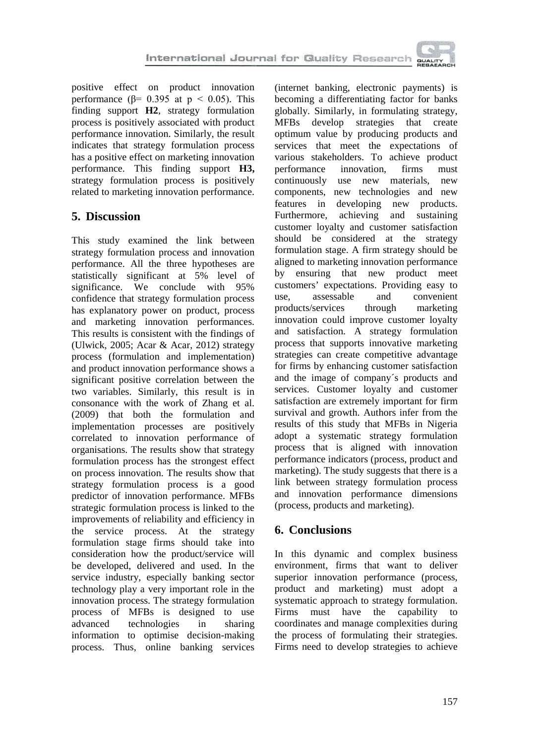positive effect on product innovation performance ($\beta = 0.395$ at $p < 0.05$). This finding support **H2**, strategy formulation process is positively associated with product performance innovation. Similarly, the result indicates that strategy formulation process has a positive effect on marketing innovation performance. This finding support **H3,** strategy formulation process is positively related to marketing innovation performance.

## 5. Discussion

This study examined the link between strategy formulation process and innovation performance. All the three hypotheses are statistically significant at 5% level of significance. We conclude with 95% confidence that strategy formulation process has explanatory power on product, process and marketing innovation performances. This results is consistent with the findings of (Ulwick, 2005; Acar & Acar, 2012) strategy process (formulation and implementation) and product innovation performance shows a significant positive correlation between the two variables. Similarly, this result is in consonance with the work of Zhang et al. (2009) that both the formulation and implementation processes are positively correlated to innovation performance of organisations. The results show that strategy formulation process has the strongest effect on process innovation. The results show that strategy formulation process is a good predictor of innovation performance. MFBs strategic formulation process is linked to the improvements of reliability and efficiency in the service process. At the strategy formulation stage firms should take into consideration how the product/service will be developed, delivered and used. In the service industry, especially banking sector technology play a very important role in the innovation process. The strategy formulation process of MFBs is designed to use advanced technologies in sharing information to optimise decision-making process. Thus, online banking services (internet banking, electronic payments) is becoming a differentiating factor for banks globally. Similarly, in formulating strategy, MFBs develop strategies that create optimum value by producing products and services that meet the expectations of various stakeholders. To achieve product performance innovation, firms must continuously use new materials, new components, new technologies and new features in developing new products. Furthermore, achieving and sustaining customer loyalty and customer satisfaction should be considered at the strategy formulation stage. A firm strategy should be aligned to marketing innovation performance by ensuring that new product meet customers' expectations. Providing easy to use, assessable and convenient products/services through marketing innovation could improve customer loyalty and satisfaction. A strategy formulation process that supports innovative marketing strategies can create competitive advantage for firms by enhancing customer satisfaction and the image of company´s products and services. Customer loyalty and customer satisfaction are extremely important for firm survival and growth. Authors infer from the results of this study that MFBs in Nigeria adopt a systematic strategy formulation process that is aligned with innovation performance indicators (process, product and marketing). The study suggests that there is a link between strategy formulation process and innovation performance dimensions (process, products and marketing).

## 6. Conclusions

In this dynamic and complex business environment, firms that want to deliver superior innovation performance (process, product and marketing) must adopt a systematic approach to strategy formulation. Firms must have the capability to coordinates and manage complexities during the process of formulating their strategies. Firms need to develop strategies to achieve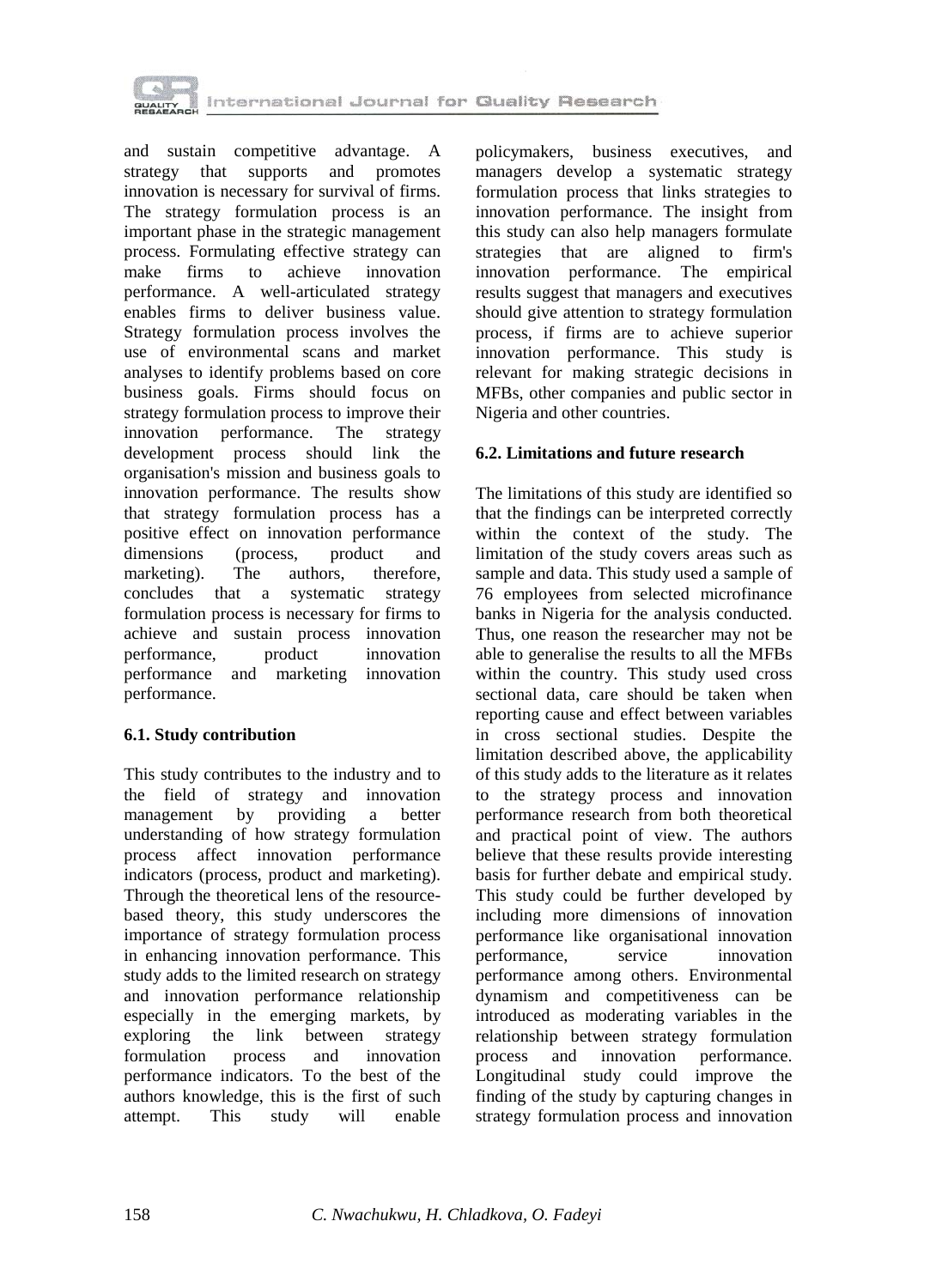and sustain competitive advantage. A strategy that supports and promotes innovation is necessary for survival of firms. The strategy formulation process is an important phase in the strategic management process. Formulating effective strategy can make firms to achieve innovation performance. A well-articulated strategy enables firms to deliver business value. Strategy formulation process involves the use of environmental scans and market analyses to identify problems based on core business goals. Firms should focus on strategy formulation process to improve their innovation performance. The strategy development process should link the organisation's mission and business goals to innovation performance. The results show that strategy formulation process has a positive effect on innovation performance dimensions (process, product and marketing). The authors, therefore, concludes that a systematic strategy formulation process is necessary for firms to achieve and sustain process innovation performance, product innovation performance and marketing innovation performance.

### 6.1. Study contribution

This study contributes to the industry and to the field of strategy and innovation management by providing a better understanding of how strategy formulation process affect innovation performance indicators (process, product and marketing). Through the theoretical lens of the resource-based theory, this study underscores the importance of strategy formulation process in enhancing innovation performance. This study adds to the limited research on strategy and innovation performance relationship especially in the emerging markets, by exploring the link between strategy formulation process and innovation performance indicators. To the best of the authors knowledge, this is the first of such attempt. This study will enable policymakers, business executives, and managers develop a systematic strategy formulation process that links strategies to innovation performance. The insight from this study can also help managers formulate strategies that are aligned to firm's innovation performance. The empirical results suggest that managers and executives should give attention to strategy formulation process, if firms are to achieve superior innovation performance. This study is relevant for making strategic decisions in MFBs, other companies and public sector in Nigeria and other countries.

### 6.2. Limitations and future research

The limitations of this study are identified so that the findings can be interpreted correctly within the context of the study. The limitation of the study covers areas such as sample and data. This study used a sample of 76 employees from selected microfinance banks in Nigeria for the analysis conducted. Thus, one reason the researcher may not be able to generalise the results to all the MFBs within the country. This study used cross sectional data, care should be taken when reporting cause and effect between variables in cross sectional studies. Despite the limitation described above, the applicability of this study adds to the literature as it relates to the strategy process and innovation performance research from both theoretical and practical point of view. The authors believe that these results provide interesting basis for further debate and empirical study. This study could be further developed by including more dimensions of innovation performance like organisational innovation performance, service innovation performance among others. Environmental dynamism and competitiveness can be introduced as moderating variables in the relationship between strategy formulation process and innovation performance. Longitudinal study could improve the finding of the study by capturing changes in strategy formulation process and innovation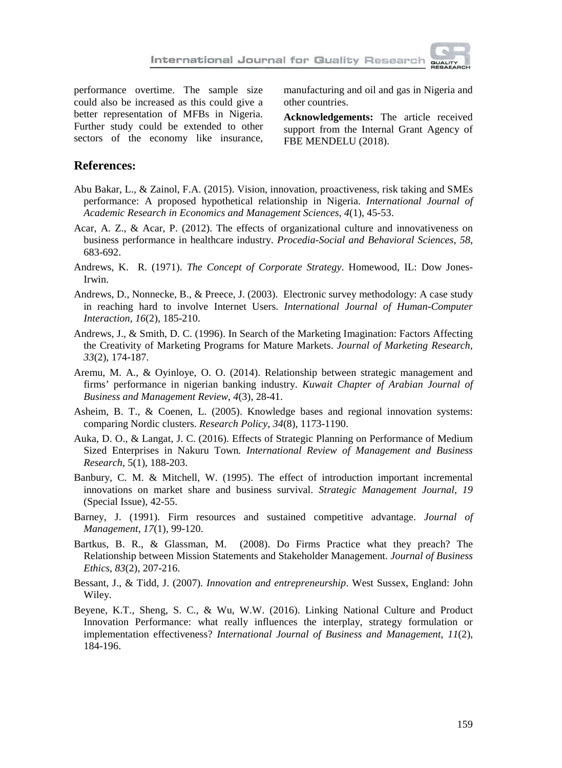performance overtime. The sample size could also be increased as this could give a better representation of MFBs in Nigeria. Further study could be extended to other sectors of the economy like insurance, manufacturing and oil and gas in Nigeria and other countries.

**Acknowledgements:** The article received support from the Internal Grant Agency of FBE MENDELU (2018).

## References:

Abu Bakar, L., & Zainol, F.A. (2015). Vision, innovation, proactiveness, risk taking and SMEs performance: A proposed hypothetical relationship in Nigeria. *International Journal of Academic Research in Economics and Management Sciences*, *4*(1), 45-53.

Acar, A. Z., & Acar, P. (2012). The effects of organizational culture and innovativeness on business performance in healthcare industry. *Procedia-Social and Behavioral Sciences*, *58*, 683-692.

Andrews, K. R. (1971). *The Concept of Corporate Strategy*. Homewood, IL: Dow Jones-Irwin.

Andrews, D., Nonnecke, B., & Preece, J. (2003). Electronic survey methodology: A case study in reaching hard to involve Internet Users. *International Journal of Human-Computer Interaction*, *16*(2), 185-210.

Andrews, J., & Smith, D. C. (1996). In Search of the Marketing Imagination: Factors Affecting the Creativity of Marketing Programs for Mature Markets. *Journal of Marketing Research*, *33*(2), 174-187.

Aremu, M. A., & Oyinloye, O. O. (2014). Relationship between strategic management and firms' performance in nigerian banking industry. *Kuwait Chapter of Arabian Journal of Business and Management Review*, *4*(3), 28-41.

Asheim, B. T., & Coenen, L. (2005). Knowledge bases and regional innovation systems: comparing Nordic clusters. *Research Policy*, *34*(8), 1173-1190.

Auka, D. O., & Langat, J. C. (2016). Effects of Strategic Planning on Performance of Medium Sized Enterprises in Nakuru Town*. International Review of Management and Business Research*, 5(1), 188-203.

Banbury, C. M. & Mitchell, W. (1995). The effect of introduction important incremental innovations on market share and business survival. *Strategic Management Journal*, *19* (Special Issue), 42-55.

Barney, J. (1991). Firm resources and sustained competitive advantage. *Journal of Management*, *17*(1), 99-120.

Bartkus, B. R., & Glassman, M. (2008). Do Firms Practice what they preach? The Relationship between Mission Statements and Stakeholder Management. *Journal of Business Ethics*, *83*(2), 207-216.

Bessant, J., & Tidd, J. (2007). *Innovation and entrepreneurship*. West Sussex, England: John Wiley.

Beyene, K.T., Sheng, S. C., & Wu, W.W. (2016). Linking National Culture and Product Innovation Performance: what really influences the interplay, strategy formulation or implementation effectiveness? *International Journal of Business and Management*, *11*(2), 184-196.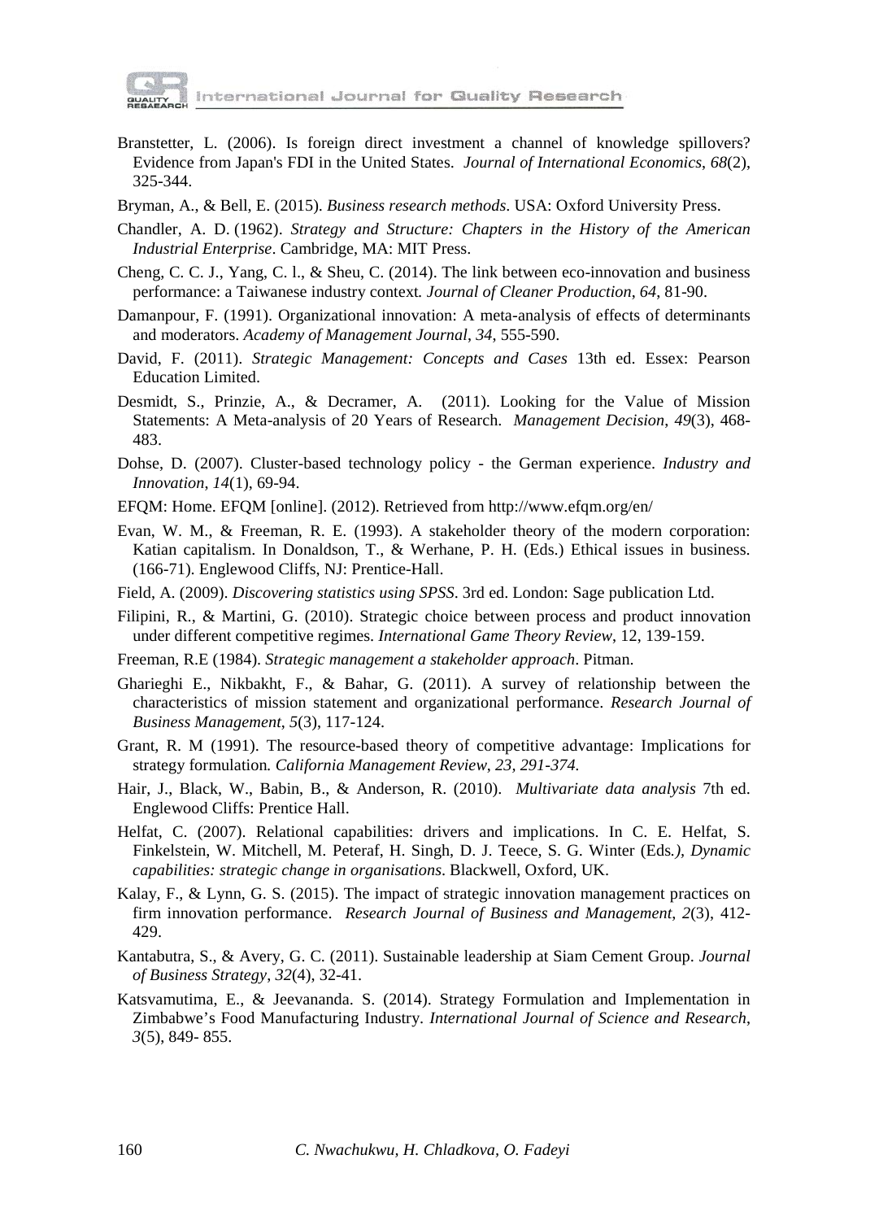Branstetter, L. (2006). Is foreign direct investment a channel of knowledge spillovers? Evidence from Japan's FDI in the United States. *Journal of International Economics*, *68*(2), 325-344.

Bryman, A., & Bell, E. (2015). *Business research methods*. USA: Oxford University Press.

Chandler, A. D. (1962). *Strategy and Structure: Chapters in the History of the American Industrial Enterprise*. Cambridge, MA: MIT Press.

Cheng, C. C. J., Yang, C. l., & Sheu, C. (2014). The link between eco-innovation and business performance: a Taiwanese industry context. *Journal of Cleaner Production*, *64*, 81-90.

Damanpour, F. (1991). Organizational innovation: A meta-analysis of effects of determinants and moderators. *Academy of Management Journal*, *34*, 555-590.

David, F. (2011). *Strategic Management: Concepts and Cases* 13th ed. Essex: Pearson Education Limited.

Desmidt, S., Prinzie, A., & Decramer, A. (2011). Looking for the Value of Mission Statements: A Meta-analysis of 20 Years of Research. *Management Decision, 49*(3), 468-483.

Dohse, D. (2007). Cluster-based technology policy - the German experience. *Industry and Innovation*, *14*(1), 69-94.

EFQM: Home. EFQM [online]. (2012). Retrieved from http://www.efqm.org/en/

Evan, W. M., & Freeman, R. E. (1993). A stakeholder theory of the modern corporation: Katian capitalism. In Donaldson, T., & Werhane, P. H. (Eds.) Ethical issues in business. (166-71). Englewood Cliffs, NJ: Prentice-Hall.

Field, A. (2009). *Discovering statistics using SPSS*. 3rd ed. London: Sage publication Ltd.

Filipini, R., & Martini, G. (2010). Strategic choice between process and product innovation under different competitive regimes. *International Game Theory Review*, 12, 139-159.

Freeman, R.E (1984). *Strategic management a stakeholder approach*. Pitman.

Gharieghi E., Nikbakht, F., & Bahar, G. (2011). A survey of relationship between the characteristics of mission statement and organizational performance. *Research Journal of Business Management*, *5*(3), 117-124.

Grant, R. M (1991). The resource-based theory of competitive advantage: Implications for strategy formulation. *California Management Review, 23, 291-374.*

Hair, J., Black, W., Babin, B., & Anderson, R. (2010). *Multivariate data analysis* 7th ed. Englewood Cliffs: Prentice Hall.

Helfat, C. (2007). Relational capabilities: drivers and implications. In C. E. Helfat, S. Finkelstein, W. Mitchell, M. Peteraf, H. Singh, D. J. Teece, S. G. Winter (Eds*.), Dynamic capabilities: strategic change in organisations*. Blackwell, Oxford, UK.

Kalay, F., & Lynn, G. S. (2015). The impact of strategic innovation management practices on firm innovation performance. *Research Journal of Business and Management, 2*(3), 412-429.

Kantabutra, S., & Avery, G. C. (2011). Sustainable leadership at Siam Cement Group. *Journal of Business Strategy*, *32*(4), 32-41.

Katsvamutima, E., & Jeevananda. S. (2014). Strategy Formulation and Implementation in Zimbabwe's Food Manufacturing Industry. *International Journal of Science and Research*, *3*(5), 849- 855.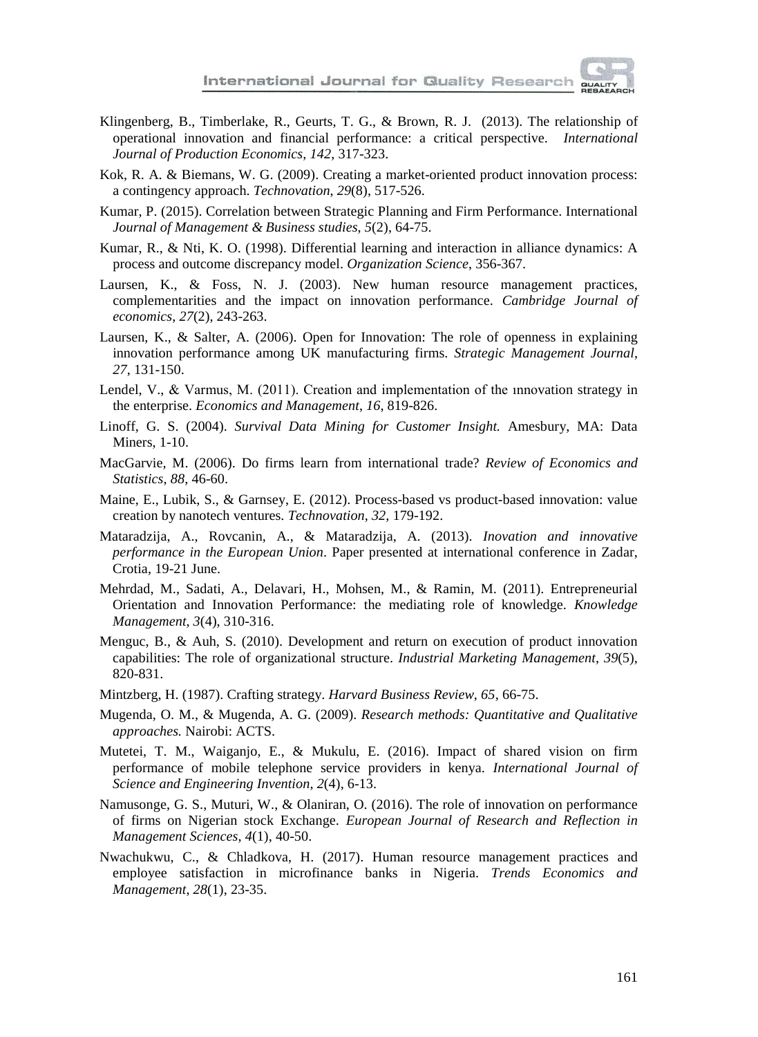Klingenberg, B., Timberlake, R., Geurts, T. G., & Brown, R. J. (2013). The relationship of operational innovation and financial performance: a critical perspective. *International Journal of Production Economics*, *142*, 317-323.

Kok, R. A. & Biemans, W. G. (2009). Creating a market-oriented product innovation process: a contingency approach. *Technovation*, *29*(8), 517-526.

Kumar, P. (2015). Correlation between Strategic Planning and Firm Performance. International *Journal of Management & Business studies*, *5*(2), 64-75.

Kumar, R., & Nti, K. O. (1998). Differential learning and interaction in alliance dynamics: A process and outcome discrepancy model. *Organization Science*, 356-367.

Laursen, K., & Foss, N. J. (2003). New human resource management practices, complementarities and the impact on innovation performance. *Cambridge Journal of economics*, *27*(2), 243-263.

Laursen, K., & Salter, A. (2006). Open for Innovation: The role of openness in explaining innovation performance among UK manufacturing firms. *Strategic Management Journal*, *27*, 131-150.

Lendel, V., & Varmus, M. (2011). Creation and implementation of the ınnovation strategy in the enterprise. *Economics and Management*, *16*, 819-826.

Linoff, G. S. (2004). *Survival Data Mining for Customer Insight.* Amesbury, MA: Data Miners, 1-10.

MacGarvie, M. (2006). Do firms learn from international trade? *Review of Economics and Statistics*, *88*, 46-60.

Maine, E., Lubik, S., & Garnsey, E. (2012). Process-based vs product-based innovation: value creation by nanotech ventures. *Technovation*, *32*, 179-192.

Mataradzija, A., Rovcanin, A., & Mataradzija, A. (2013). *Inovation and innovative performance in the European Union*. Paper presented at international conference in Zadar, Crotia, 19-21 June.

Mehrdad, M., Sadati, A., Delavari, H., Mohsen, M., & Ramin, M. (2011). Entrepreneurial Orientation and Innovation Performance: the mediating role of knowledge. *Knowledge Management*, *3*(4), 310-316.

Menguc, B., & Auh, S. (2010). Development and return on execution of product innovation capabilities: The role of organizational structure. *Industrial Marketing Management*, *39*(5), 820-831.

Mintzberg, H. (1987). Crafting strategy. *Harvard Business Review*, *65*, 66-75.

Mugenda, O. M., & Mugenda, A. G. (2009). *Research methods: Quantitative and Qualitative approaches.* Nairobi: ACTS.

Mutetei, T. M., Waiganjo, E., & Mukulu, E. (2016). Impact of shared vision on firm performance of mobile telephone service providers in kenya. *International Journal of Science and Engineering Invention*, *2*(4), 6-13.

Namusonge, G. S., Muturi, W., & Olaniran, O. (2016). The role of innovation on performance of firms on Nigerian stock Exchange. *European Journal of Research and Reflection in Management Sciences*, *4*(1), 40-50.

Nwachukwu, C., & Chladkova, H. (2017). Human resource management practices and employee satisfaction in microfinance banks in Nigeria. *Trends Economics and Management*, *28*(1), 23-35.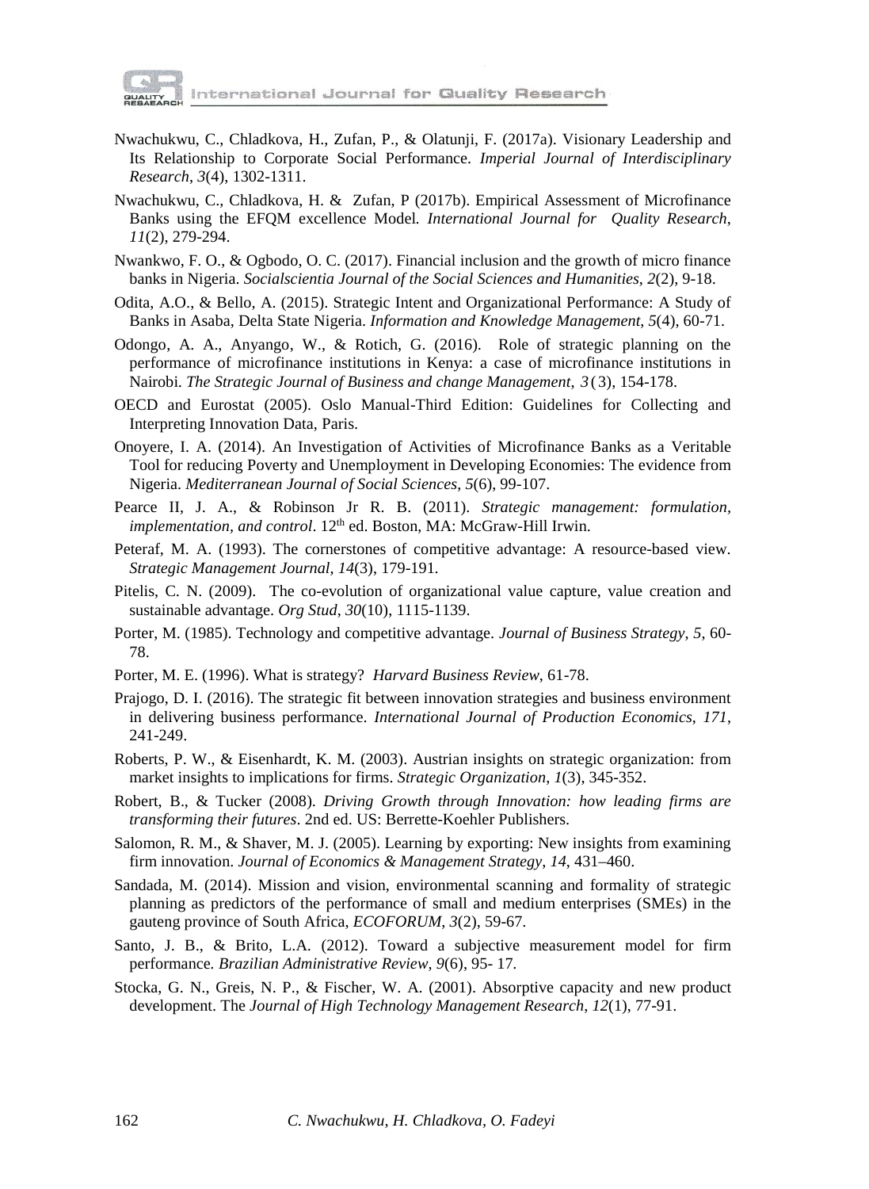Nwachukwu, C., Chladkova, H., Zufan, P., & Olatunji, F. (2017a). Visionary Leadership and Its Relationship to Corporate Social Performance. *Imperial Journal of Interdisciplinary Research*, *3*(4), 1302-1311.

Nwachukwu, C., Chladkova, H. & Zufan, P (2017b). Empirical Assessment of Microfinance Banks using the EFQM excellence Model. *International Journal for Quality Research*, *11*(2), 279-294.

Nwankwo, F. O., & Ogbodo, O. C. (2017). Financial inclusion and the growth of micro finance banks in Nigeria. *Socialscientia Journal of the Social Sciences and Humanities*, *2*(2), 9-18.

Odita, A.O., & Bello, A. (2015). Strategic Intent and Organizational Performance: A Study of Banks in Asaba, Delta State Nigeria. *Information and Knowledge Management, 5*(4), 60-71.

Odongo, A. A., Anyango, W., & Rotich, G. (2016). Role of strategic planning on the performance of microfinance institutions in Kenya: a case of microfinance institutions in Nairobi. *The Strategic Journal of Business and change Management*, *3* (3), 154-178.

OECD and Eurostat (2005). Oslo Manual-Third Edition: Guidelines for Collecting and Interpreting Innovation Data, Paris.

Onoyere, I. A. (2014). An Investigation of Activities of Microfinance Banks as a Veritable Tool for reducing Poverty and Unemployment in Developing Economies: The evidence from Nigeria. *Mediterranean Journal of Social Sciences*, *5*(6), 99-107.

Pearce II, J. A., & Robinson Jr R. B. (2011). *Strategic management: formulation, implementation, and control*. 12th ed. Boston, MA: McGraw-Hill Irwin.

Peteraf, M. A. (1993). The cornerstones of competitive advantage: A resource-based view. *Strategic Management Journal*, *14*(3), 179-191.

Pitelis, C. N. (2009). The co-evolution of organizational value capture, value creation and sustainable advantage. *Org Stud*, *30*(10), 1115-1139.

Porter, M. (1985). Technology and competitive advantage. *Journal of Business Strategy*, *5*, 60-78.

Porter, M. E. (1996). What is strategy? *Harvard Business Review*, 61-78.

Prajogo, D. I. (2016). The strategic fit between innovation strategies and business environment in delivering business performance. *International Journal of Production Economics*, *171*, 241-249.

Roberts, P. W., & Eisenhardt, K. M. (2003). Austrian insights on strategic organization: from market insights to implications for firms. *Strategic Organization*, *1*(3), 345-352.

Robert, B., & Tucker (2008). *Driving Growth through Innovation: how leading firms are transforming their futures*. 2nd ed. US: Berrette-Koehler Publishers.

Salomon, R. M., & Shaver, M. J. (2005). Learning by exporting: New insights from examining firm innovation. *Journal of Economics & Management Strategy*, *14*, 431–460.

Sandada, M. (2014). Mission and vision, environmental scanning and formality of strategic planning as predictors of the performance of small and medium enterprises (SMEs) in the gauteng province of South Africa, *ECOFORUM*, *3*(2), 59-67.

Santo, J. B., & Brito, L.A. (2012). Toward a subjective measurement model for firm performance. *Brazilian Administrative Review*, *9*(6), 95- 17.

Stocka, G. N., Greis, N. P., & Fischer, W. A. (2001). Absorptive capacity and new product development. The *Journal of High Technology Management Research*, *12*(1), 77-91.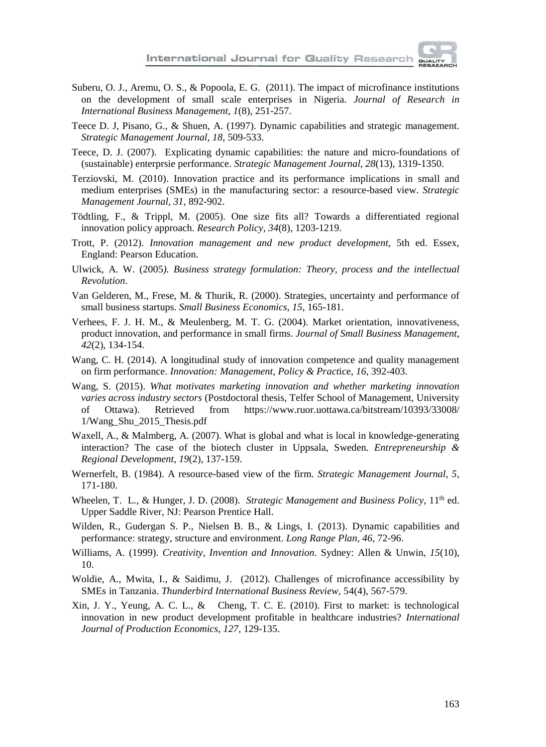Suberu, O. J., Aremu, O. S., & Popoola, E. G. (2011). The impact of microfinance institutions on the development of small scale enterprises in Nigeria. *Journal of Research in International Business Management*, *1*(8), 251-257.

Teece D. J, Pisano, G., & Shuen, A. (1997). Dynamic capabilities and strategic management. *Strategic Management Journal*, *18*, 509-533.

Teece, D. J. (2007). Explicating dynamic capabilities: the nature and micro-foundations of (sustainable) enterprsie performance. *Strategic Management Journal*, *28*(13), 1319-1350.

Terziovski, M. (2010). Innovation practice and its performance implications in small and medium enterprises (SMEs) in the manufacturing sector: a resource-based view. *Strategic Management Journal*, *31*, 892-902.

Tödtling, F., & Trippl, M. (2005). One size fits all? Towards a differentiated regional innovation policy approach. *Research Policy*, *34*(8), 1203-1219.

Trott, P. (2012). *Innovation management and new product development*, 5th ed. Essex, England: Pearson Education.

Ulwick, A. W. (2005*). Business strategy formulation: Theory, process and the intellectual Revolution*.

Van Gelderen, M., Frese, M. & Thurik, R. (2000). Strategies, uncertainty and performance of small business startups. *Small Business Economics*, *15*, 165-181.

Verhees, F. J. H. M., & Meulenberg, M. T. G. (2004). Market orientation, innovativeness, product innovation, and performance in small firms. *Journal of Small Business Management*, *42*(2), 134-154.

Wang, C. H. (2014). A longitudinal study of innovation competence and quality management on firm performance. *Innovation: Management, Policy & Pract*ice, *16*, 392-403.

Wang, S. (2015). *What motivates marketing innovation and whether marketing innovation varies across industry sectors* (Postdoctoral thesis, Telfer School of Management, University of Ottawa). Retrieved from https://www.ruor.uottawa.ca/bitstream/10393/33008/1/Wang_Shu_2015_Thesis.pdf

Waxell, A., & Malmberg, A. (2007). What is global and what is local in knowledge-generating interaction? The case of the biotech cluster in Uppsala, Sweden. *Entrepreneurship & Regional Development*, *19*(2), 137-159.

Wernerfelt, B. (1984). A resource-based view of the firm. *Strategic Management Journal*, *5*, 171-180.

Wheelen, T. L., & Hunger, J. D. (2008). *Strategic Management and Business Policy*, 11th ed. Upper Saddle River, NJ: Pearson Prentice Hall.

Wilden, R., Gudergan S. P., Nielsen B. B., & Lings, I. (2013). Dynamic capabilities and performance: strategy, structure and environment. *Long Range Plan*, *46*, 72-96.

Williams, A. (1999). *Creativity, Invention and Innovation*. Sydney: Allen & Unwin, *15*(10), 10.

Woldie, A., Mwita, I., & Saidimu, J. (2012). Challenges of microfinance accessibility by SMEs in Tanzania. *Thunderbird International Business Review*, 54(4), 567-579.

Xin, J. Y., Yeung, A. C. L., & Cheng, T. C. E. (2010). First to market: is technological innovation in new product development profitable in healthcare industries? *International Journal of Production Economics*, *127*, 129-135.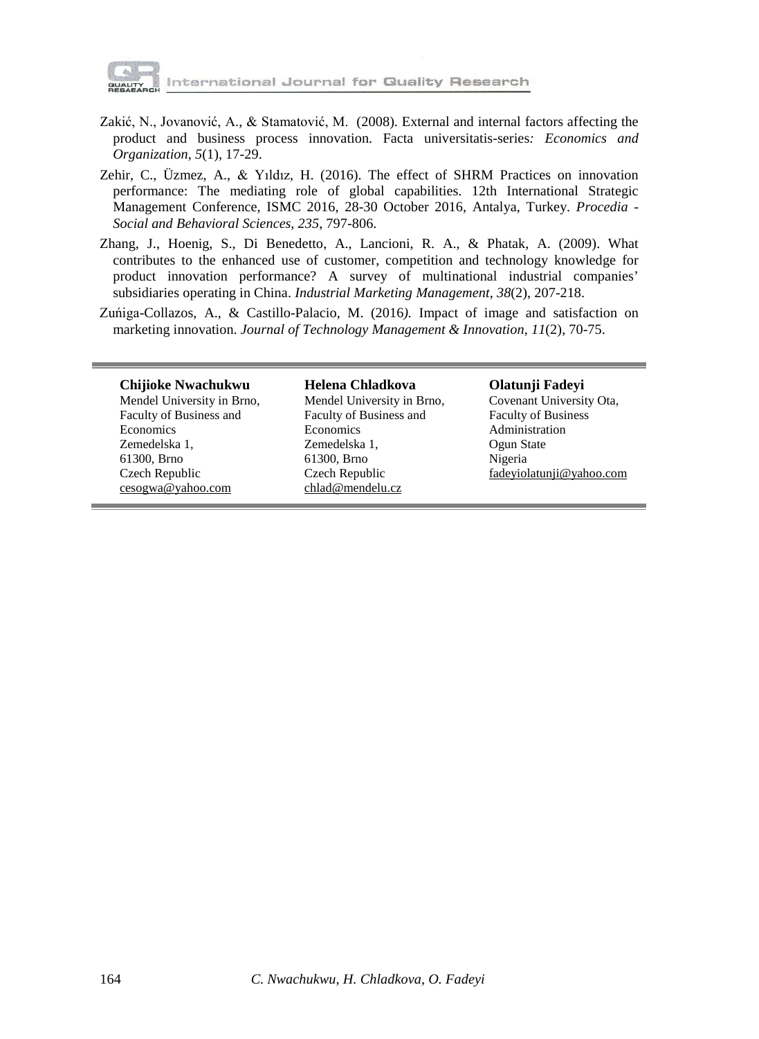Zakić, N., Jovanović, A., & Stamatović, M. (2008). External and internal factors affecting the product and business process innovation. Facta universitatis-series*: Economics and Organization*, *5*(1), 17-29.

Zehir, C., Üzmez, A., & Yıldız, H. (2016). The effect of SHRM Practices on innovation performance: The mediating role of global capabilities. 12th International Strategic Management Conference, ISMC 2016, 28-30 October 2016, Antalya, Turkey. *Procedia - Social and Behavioral Sciences*, *235*, 797-806.

Zhang, J., Hoenig, S., Di Benedetto, A., Lancioni, R. A., & Phatak, A. (2009). What contributes to the enhanced use of customer, competition and technology knowledge for product innovation performance? A survey of multinational industrial companies' subsidiaries operating in China. *Industrial Marketing Management*, *38*(2), 207-218.

Zuńiga-Collazos, A., & Castillo-Palacio, M. (2016*).* Impact of image and satisfaction on marketing innovation. *Journal of Technology Management & Innovation*, *11*(2), 70-75.

---

**Chijioke Nwachukwu**
Mendel University in Brno,
Faculty of Business and Economics
Zemedelska 1,
61300, Brno
Czech Republic
cesogwa@yahoo.com

**Helena Chladkova**
Mendel University in Brno,
Faculty of Business and Economics
Zemedelska 1,
61300, Brno
Czech Republic
chlad@mendelu.cz

**Olatunji Fadeyi**
Covenant University Ota,
Faculty of Business Administration
Ogun State
Nigeria
fadeyiolatunji@yahoo.com

---